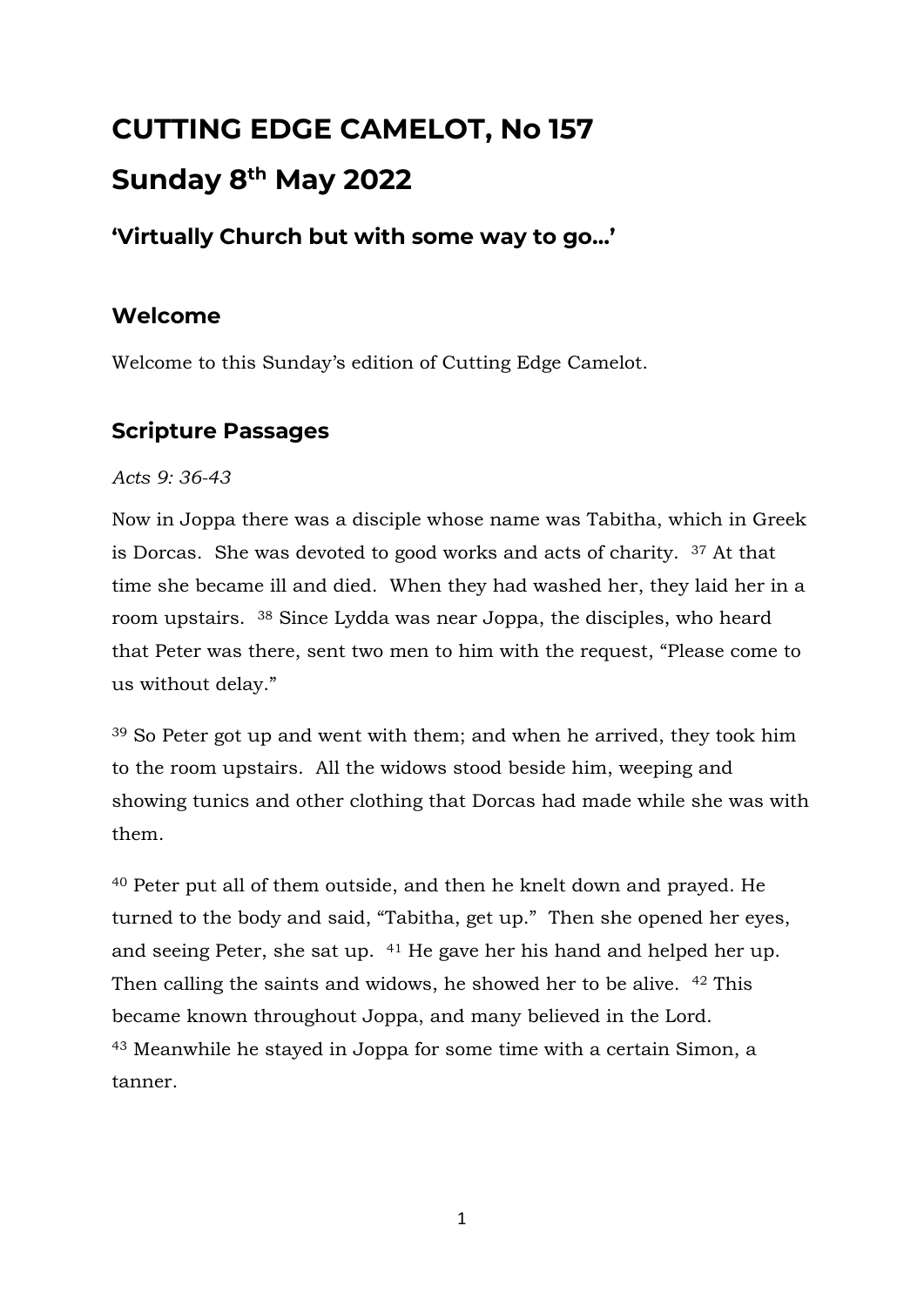# CUTTING EDGE CAMELOT, No 157

# Sunday 8th May 2022

### 'Virtually Church but with some way to go…'

## Welcome

Welcome to this Sunday's edition of Cutting Edge Camelot.

## Scripture Passages

*Acts 9: 36-43*

Now in Joppa there was a disciple whose name was Tabitha, which in Greek is Dorcas. She was devoted to good works and acts of charity. [37] At that time she became ill and died. When they had washed her, they laid her in a room upstairs. [38] Since Lydda was near Joppa, the disciples, who heard that Peter was there, sent two men to him with the request, "Please come to us without delay."

[39] So Peter got up and went with them; and when he arrived, they took him to the room upstairs. All the widows stood beside him, weeping and showing tunics and other clothing that Dorcas had made while she was with them.

[40] Peter put all of them outside, and then he knelt down and prayed. He turned to the body and said, "Tabitha, get up." Then she opened her eyes, and seeing Peter, she sat up. [41] He gave her his hand and helped her up. Then calling the saints and widows, he showed her to be alive. [42] This became known throughout Joppa, and many believed in the Lord. [43] Meanwhile he stayed in Joppa for some time with a certain Simon, a tanner.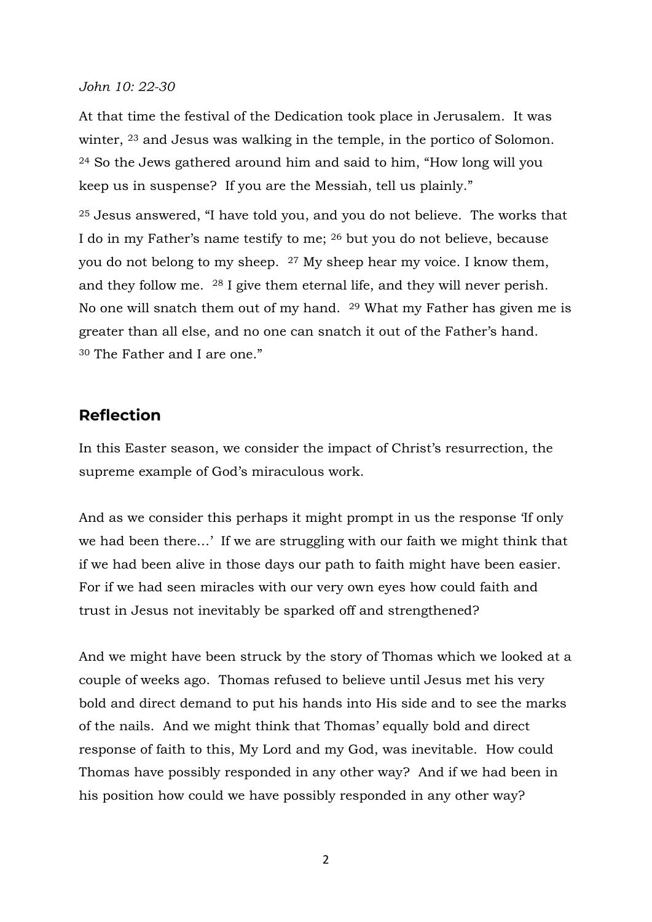*John 10: 22-30*

At that time the festival of the Dedication took place in Jerusalem. It was winter, [23] and Jesus was walking in the temple, in the portico of Solomon. [24] So the Jews gathered around him and said to him, "How long will you keep us in suspense? If you are the Messiah, tell us plainly."

[25] Jesus answered, "I have told you, and you do not believe. The works that I do in my Father's name testify to me; [26] but you do not believe, because you do not belong to my sheep. [27] My sheep hear my voice. I know them, and they follow me. [28] I give them eternal life, and they will never perish. No one will snatch them out of my hand. [29] What my Father has given me is greater than all else, and no one can snatch it out of the Father's hand. [30] The Father and I are one."

## Reflection

In this Easter season, we consider the impact of Christ's resurrection, the supreme example of God's miraculous work.

And as we consider this perhaps it might prompt in us the response 'If only we had been there…' If we are struggling with our faith we might think that if we had been alive in those days our path to faith might have been easier. For if we had seen miracles with our very own eyes how could faith and trust in Jesus not inevitably be sparked off and strengthened?

And we might have been struck by the story of Thomas which we looked at a couple of weeks ago. Thomas refused to believe until Jesus met his very bold and direct demand to put his hands into His side and to see the marks of the nails. And we might think that Thomas' equally bold and direct response of faith to this, My Lord and my God, was inevitable. How could Thomas have possibly responded in any other way? And if we had been in his position how could we have possibly responded in any other way?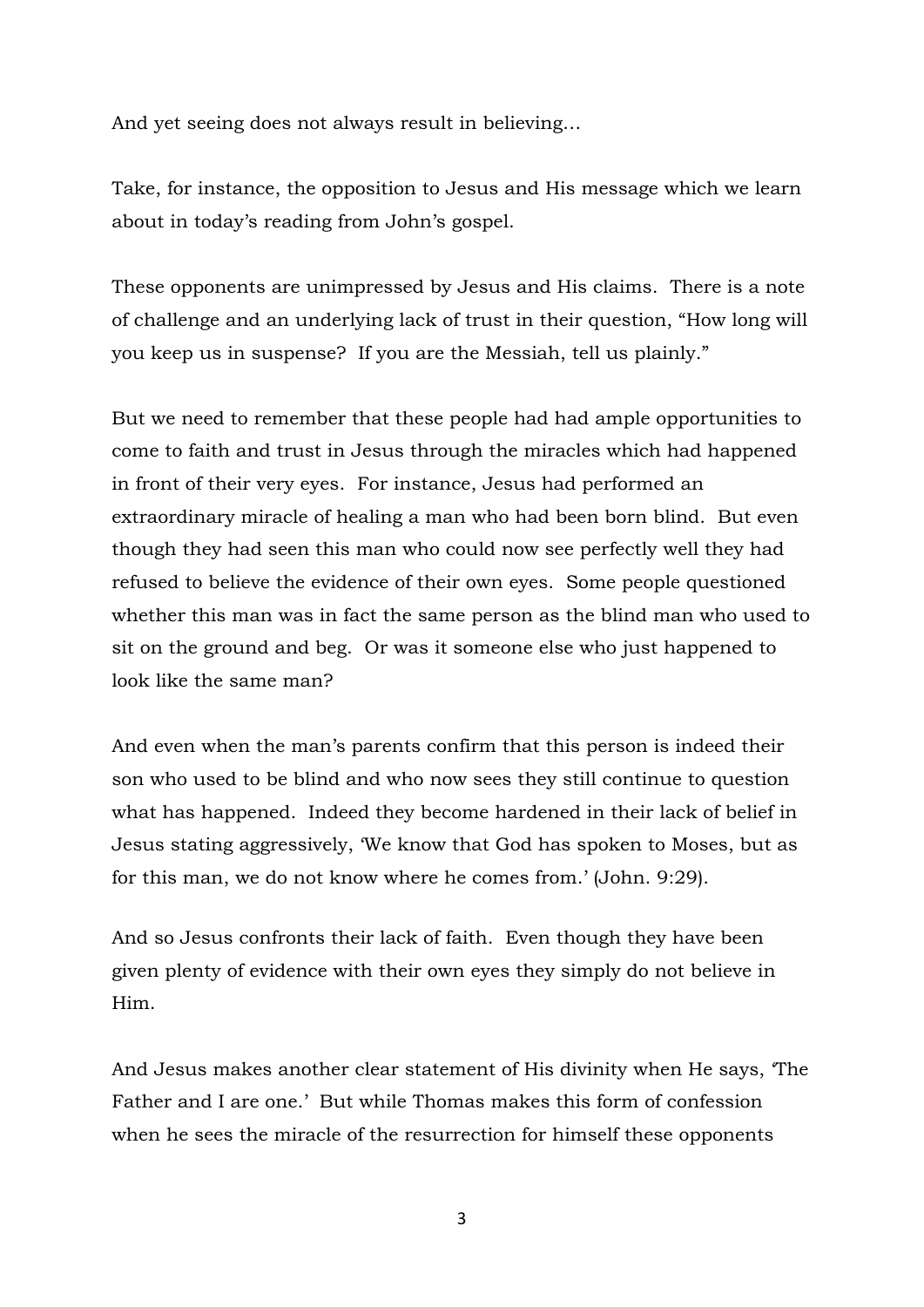And yet seeing does not always result in believing…

Take, for instance, the opposition to Jesus and His message which we learn about in today's reading from John's gospel.

These opponents are unimpressed by Jesus and His claims. There is a note of challenge and an underlying lack of trust in their question, "How long will you keep us in suspense? If you are the Messiah, tell us plainly."

But we need to remember that these people had had ample opportunities to come to faith and trust in Jesus through the miracles which had happened in front of their very eyes. For instance, Jesus had performed an extraordinary miracle of healing a man who had been born blind. But even though they had seen this man who could now see perfectly well they had refused to believe the evidence of their own eyes. Some people questioned whether this man was in fact the same person as the blind man who used to sit on the ground and beg. Or was it someone else who just happened to look like the same man?

And even when the man's parents confirm that this person is indeed their son who used to be blind and who now sees they still continue to question what has happened. Indeed they become hardened in their lack of belief in Jesus stating aggressively, 'We know that God has spoken to Moses, but as for this man, we do not know where he comes from.' (John. 9:29).

And so Jesus confronts their lack of faith. Even though they have been given plenty of evidence with their own eyes they simply do not believe in Him.

And Jesus makes another clear statement of His divinity when He says, 'The Father and I are one.' But while Thomas makes this form of confession when he sees the miracle of the resurrection for himself these opponents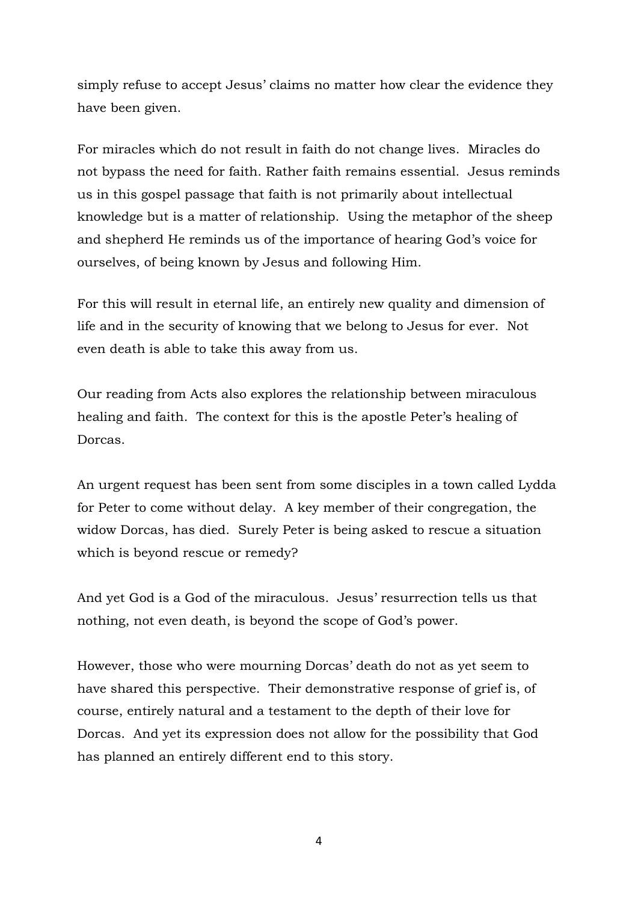simply refuse to accept Jesus' claims no matter how clear the evidence they have been given.

For miracles which do not result in faith do not change lives. Miracles do not bypass the need for faith. Rather faith remains essential. Jesus reminds us in this gospel passage that faith is not primarily about intellectual knowledge but is a matter of relationship. Using the metaphor of the sheep and shepherd He reminds us of the importance of hearing God's voice for ourselves, of being known by Jesus and following Him.

For this will result in eternal life, an entirely new quality and dimension of life and in the security of knowing that we belong to Jesus for ever. Not even death is able to take this away from us.

Our reading from Acts also explores the relationship between miraculous healing and faith. The context for this is the apostle Peter's healing of Dorcas.

An urgent request has been sent from some disciples in a town called Lydda for Peter to come without delay. A key member of their congregation, the widow Dorcas, has died. Surely Peter is being asked to rescue a situation which is beyond rescue or remedy?

And yet God is a God of the miraculous. Jesus' resurrection tells us that nothing, not even death, is beyond the scope of God's power.

However, those who were mourning Dorcas' death do not as yet seem to have shared this perspective. Their demonstrative response of grief is, of course, entirely natural and a testament to the depth of their love for Dorcas. And yet its expression does not allow for the possibility that God has planned an entirely different end to this story.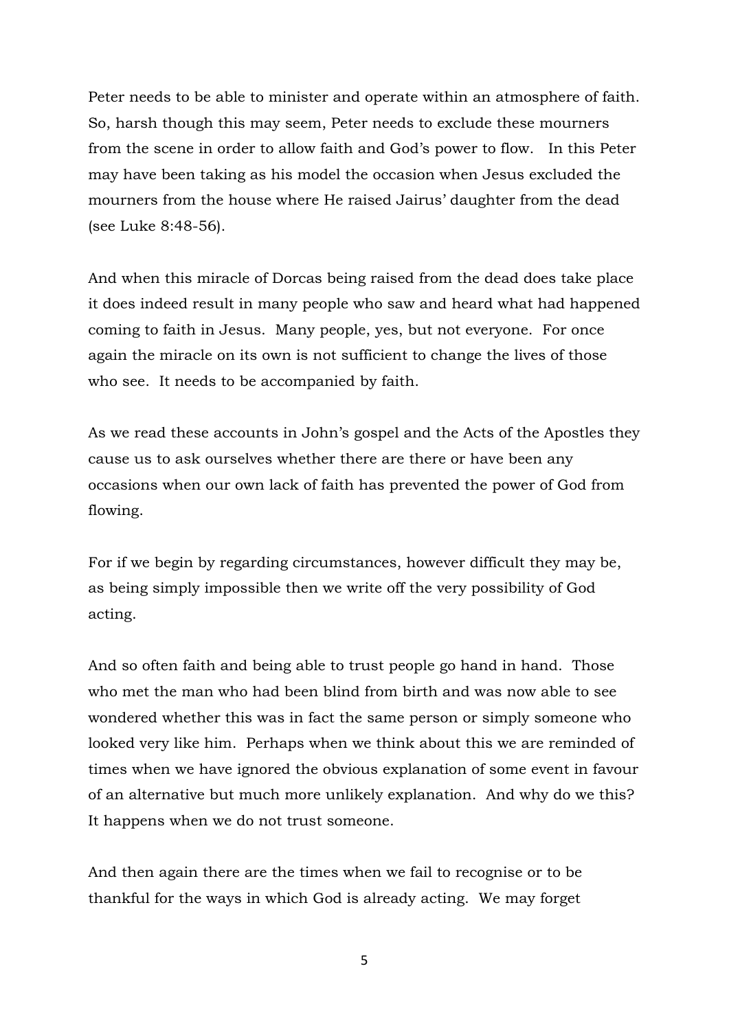Peter needs to be able to minister and operate within an atmosphere of faith. So, harsh though this may seem, Peter needs to exclude these mourners from the scene in order to allow faith and God's power to flow. In this Peter may have been taking as his model the occasion when Jesus excluded the mourners from the house where He raised Jairus' daughter from the dead (see Luke 8:48-56).

And when this miracle of Dorcas being raised from the dead does take place it does indeed result in many people who saw and heard what had happened coming to faith in Jesus. Many people, yes, but not everyone. For once again the miracle on its own is not sufficient to change the lives of those who see. It needs to be accompanied by faith.

As we read these accounts in John's gospel and the Acts of the Apostles they cause us to ask ourselves whether there are there or have been any occasions when our own lack of faith has prevented the power of God from flowing.

For if we begin by regarding circumstances, however difficult they may be, as being simply impossible then we write off the very possibility of God acting.

And so often faith and being able to trust people go hand in hand. Those who met the man who had been blind from birth and was now able to see wondered whether this was in fact the same person or simply someone who looked very like him. Perhaps when we think about this we are reminded of times when we have ignored the obvious explanation of some event in favour of an alternative but much more unlikely explanation. And why do we this? It happens when we do not trust someone.

And then again there are the times when we fail to recognise or to be thankful for the ways in which God is already acting. We may forget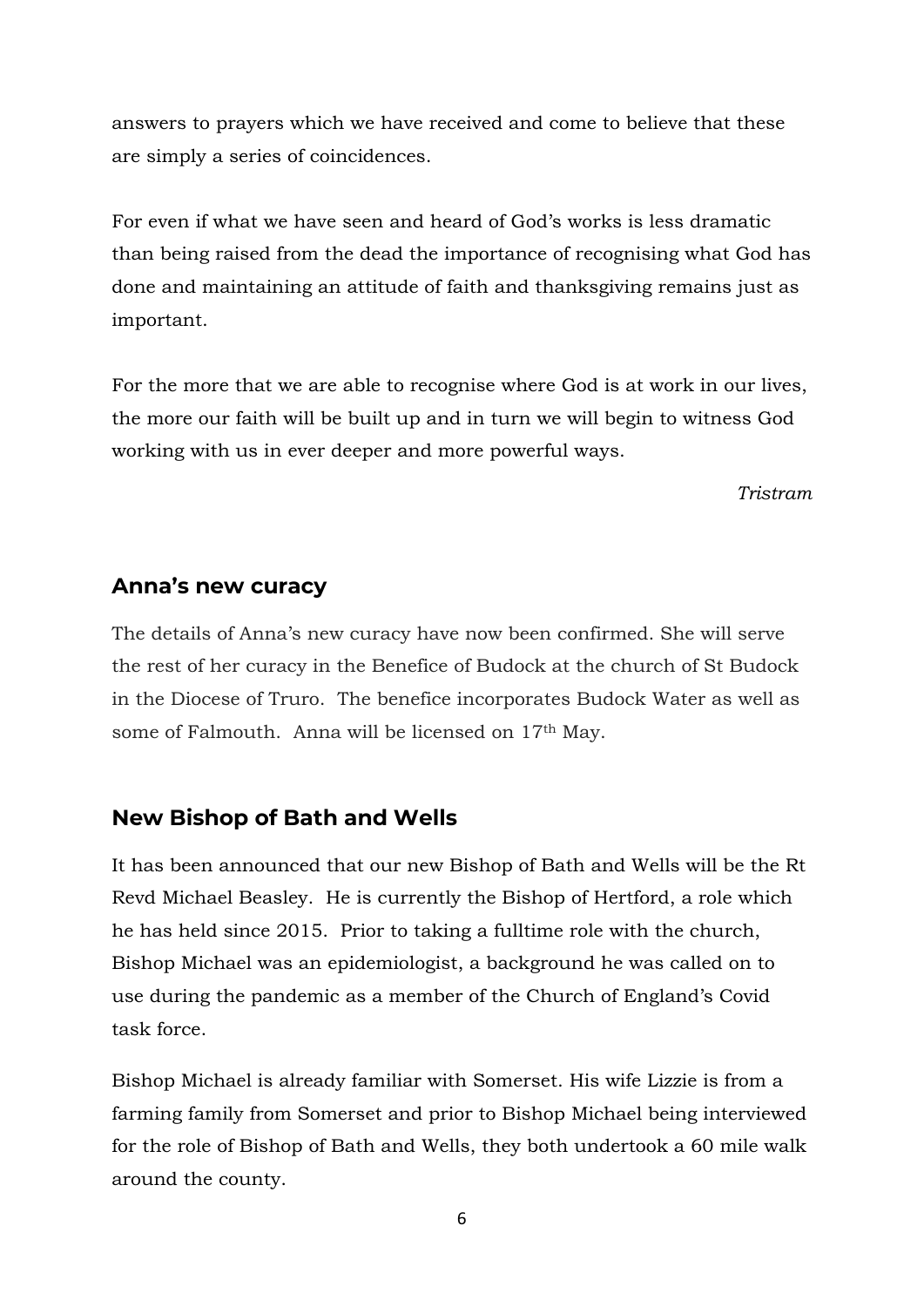answers to prayers which we have received and come to believe that these are simply a series of coincidences.

For even if what we have seen and heard of God's works is less dramatic than being raised from the dead the importance of recognising what God has done and maintaining an attitude of faith and thanksgiving remains just as important.

For the more that we are able to recognise where God is at work in our lives, the more our faith will be built up and in turn we will begin to witness God working with us in ever deeper and more powerful ways.

*Tristram*

## Anna's new curacy

The details of Anna's new curacy have now been confirmed. She will serve the rest of her curacy in the Benefice of Budock at the church of St Budock in the Diocese of Truro. The benefice incorporates Budock Water as well as some of Falmouth. Anna will be licensed on 17th May.

## New Bishop of Bath and Wells

It has been announced that our new Bishop of Bath and Wells will be the Rt Revd Michael Beasley. He is currently the Bishop of Hertford, a role which he has held since 2015. Prior to taking a fulltime role with the church, Bishop Michael was an epidemiologist, a background he was called on to use during the pandemic as a member of the Church of England's Covid task force.

Bishop Michael is already familiar with Somerset. His wife Lizzie is from a farming family from Somerset and prior to Bishop Michael being interviewed for the role of Bishop of Bath and Wells, they both undertook a 60 mile walk around the county.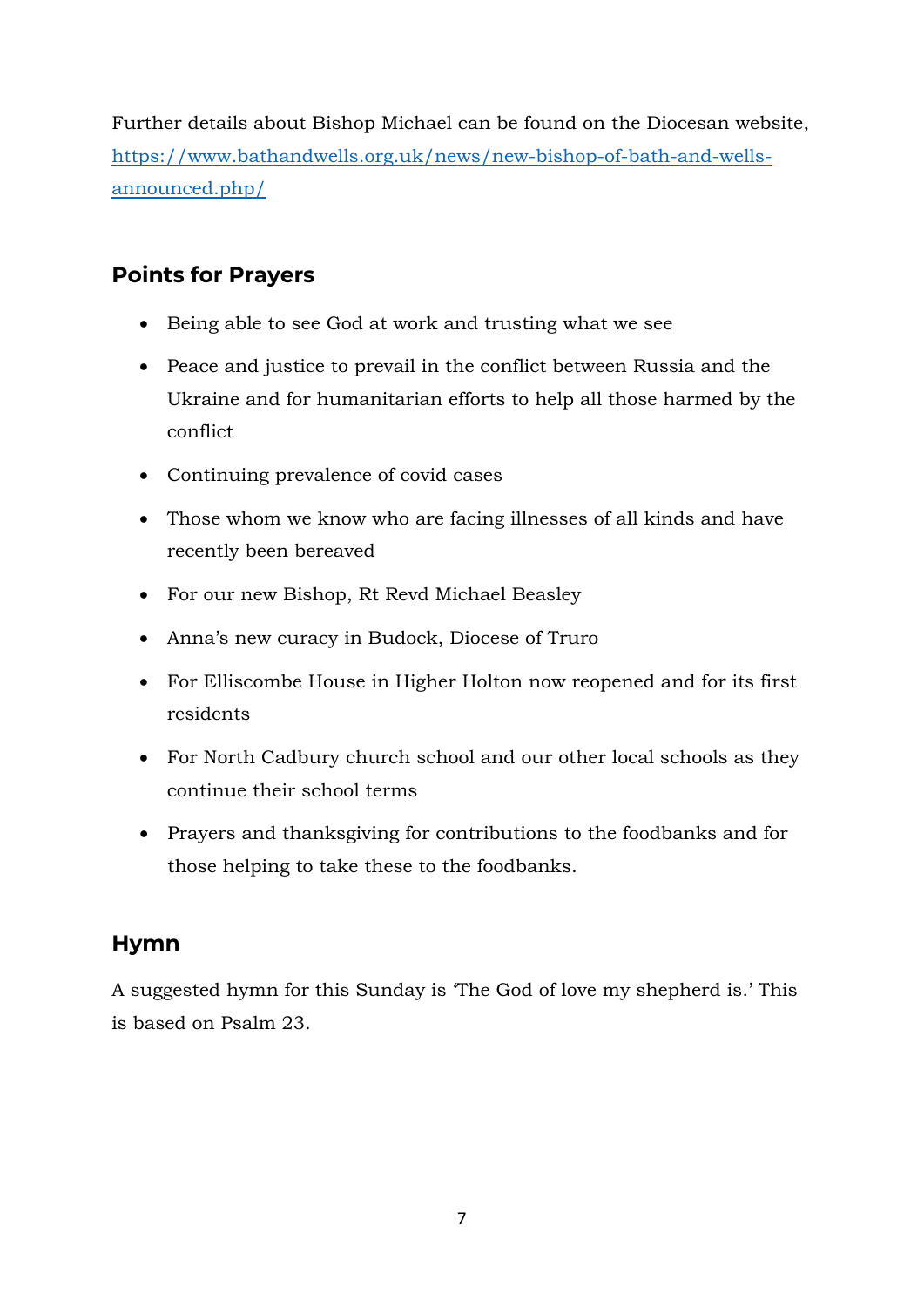Further details about Bishop Michael can be found on the Diocesan website, [https://www.bathandwells.org.uk/news/new-bishop-of-bath-and-wells-announced.php/](https://www.bathandwells.org.uk/news/new-bishop-of-bath-and-wells-announced.php/)

## Points for Prayers

- Being able to see God at work and trusting what we see
- Peace and justice to prevail in the conflict between Russia and the Ukraine and for humanitarian efforts to help all those harmed by the conflict
- Continuing prevalence of covid cases
- Those whom we know who are facing illnesses of all kinds and have recently been bereaved
- For our new Bishop, Rt Revd Michael Beasley
- Anna's new curacy in Budock, Diocese of Truro
- For Elliscombe House in Higher Holton now reopened and for its first residents
- For North Cadbury church school and our other local schools as they continue their school terms
- Prayers and thanksgiving for contributions to the foodbanks and for those helping to take these to the foodbanks.

## Hymn

A suggested hymn for this Sunday is 'The God of love my shepherd is.' This is based on Psalm 23.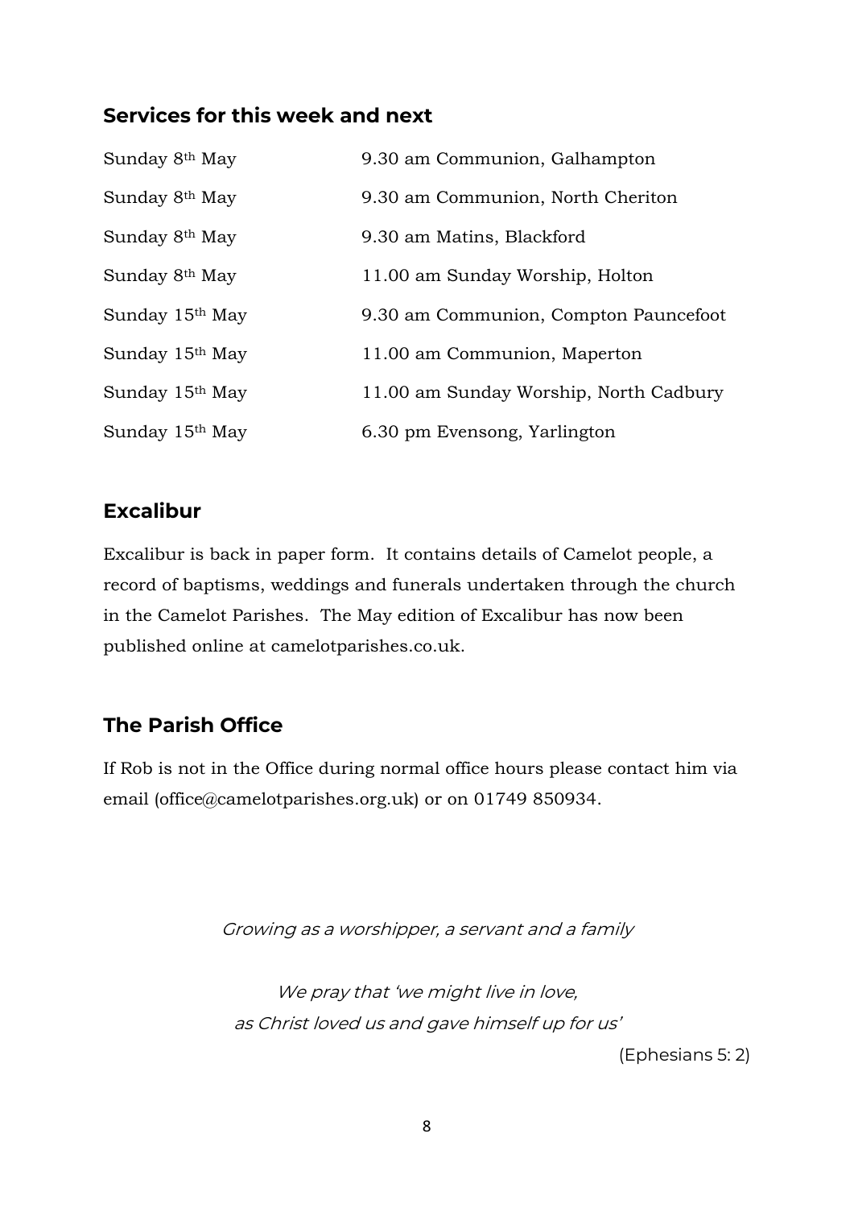## Services for this week and next

| | |
|---|---|
| Sunday 8th May | 9.30 am Communion, Galhampton |
| Sunday 8th May | 9.30 am Communion, North Cheriton |
| Sunday 8th May | 9.30 am Matins, Blackford |
| Sunday 8th May | 11.00 am Sunday Worship, Holton |
| Sunday 15th May | 9.30 am Communion, Compton Pauncefoot |
| Sunday 15th May | 11.00 am Communion, Maperton |
| Sunday 15th May | 11.00 am Sunday Worship, North Cadbury |
| Sunday 15th May | 6.30 pm Evensong, Yarlington |

## Excalibur

Excalibur is back in paper form. It contains details of Camelot people, a record of baptisms, weddings and funerals undertaken through the church in the Camelot Parishes. The May edition of Excalibur has now been published online at camelotparishes.co.uk.

## The Parish Office

If Rob is not in the Office during normal office hours please contact him via email (office@camelotparishes.org.uk) or on 01749 850934.

*Growing as a worshipper, a servant and a family*

*We pray that 'we might live in love,*
*as Christ loved us and gave himself up for us'*

(Ephesians 5: 2)